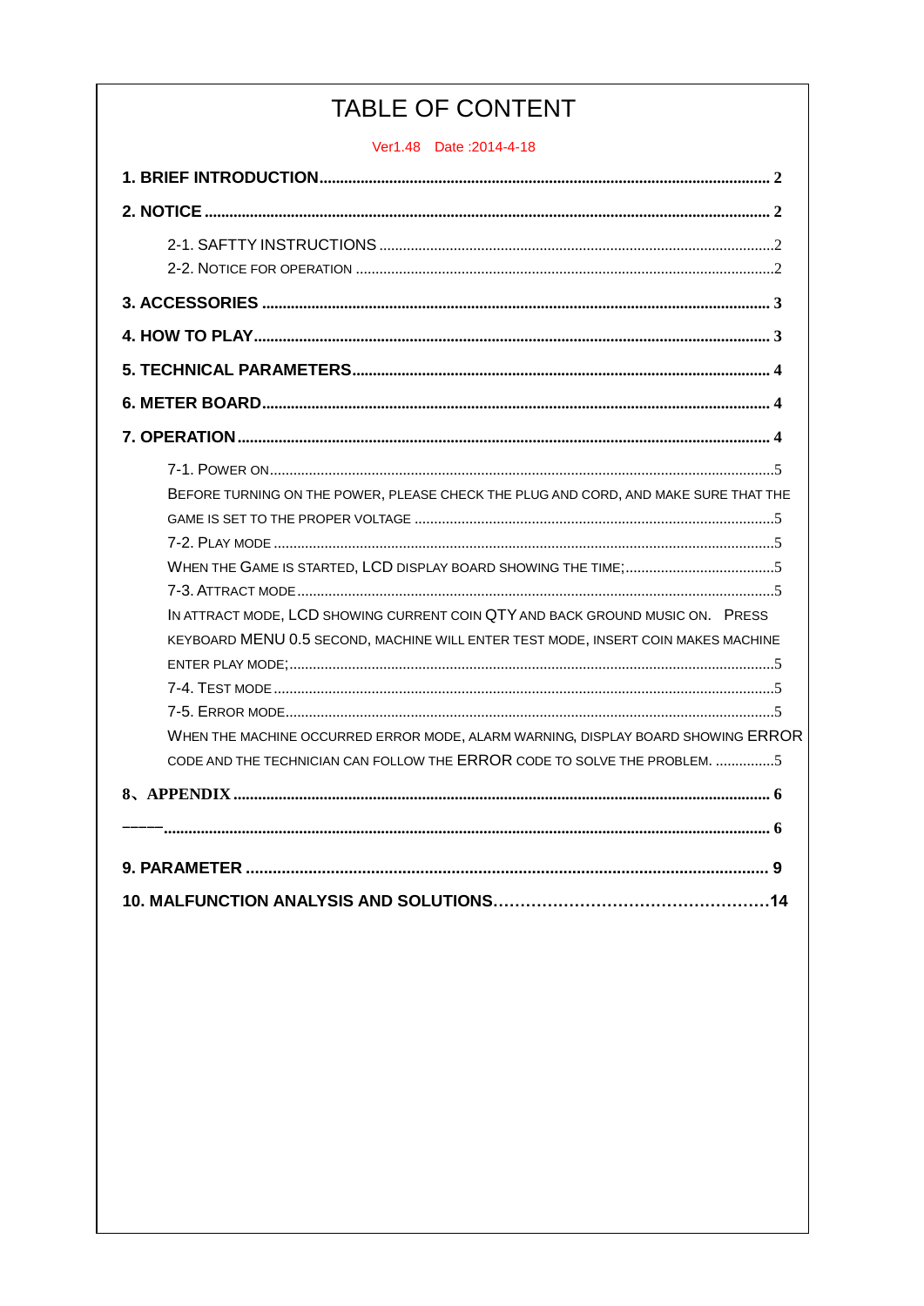# TABLE OF CONTENT

Ver1.48 Date :2014-4-18

**1. BRIEF INTRODUCTION** .......... 2

**2. NOTICE** .......... 2

- 2-1. SAFTTY INSTRUCTIONS .......... 2
- 2-2. NOTICE FOR OPERATION .......... 2

**3. ACCESSORIES** .......... 3

**4. HOW TO PLAY** .......... 3

**5. TECHNICAL PARAMETERS** .......... 4

**6. METER BOARD** .......... 4

**7. OPERATION** .......... 4

- 7-1. POWER ON .......... 5
- BEFORE TURNING ON THE POWER, PLEASE CHECK THE PLUG AND CORD, AND MAKE SURE THAT THE GAME IS SET TO THE PROPER VOLTAGE .......... 5
- 7-2. PLAY MODE .......... 5
- WHEN THE GAME IS STARTED, LCD DISPLAY BOARD SHOWING THE TIME; .......... 5
- 7-3. ATTRACT MODE .......... 5
- IN ATTRACT MODE, LCD SHOWING CURRENT COIN QTY AND BACK GROUND MUSIC ON. PRESS KEYBOARD MENU 0.5 SECOND, MACHINE WILL ENTER TEST MODE, INSERT COIN MAKES MACHINE ENTER PLAY MODE; .......... 5
- 7-4. TEST MODE .......... 5
- 7-5. ERROR MODE .......... 5
- WHEN THE MACHINE OCCURRED ERROR MODE, ALARM WARNING, DISPLAY BOARD SHOWING ERROR CODE AND THE TECHNICIAN CAN FOLLOW THE ERROR CODE TO SOLVE THE PROBLEM. .......... 5

**8、APPENDIX** .......... 6

**————** .......... 6

**9. PARAMETER** .......... 9

**10. MALFUNCTION ANALYSIS AND SOLUTIONS** .......... 14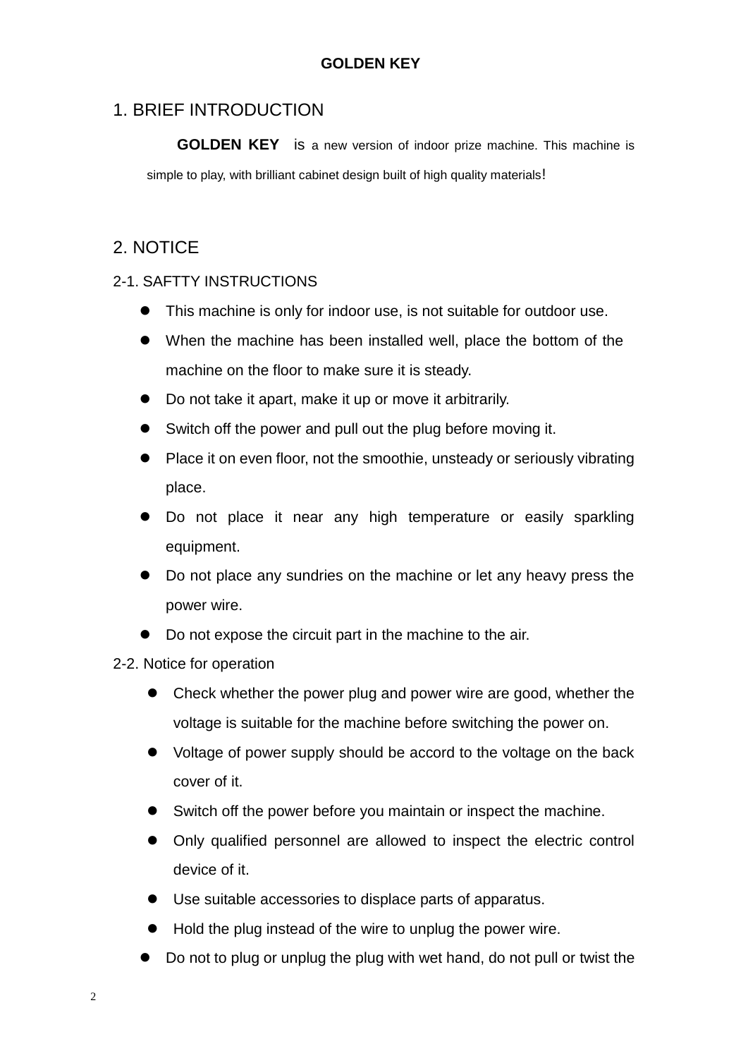**GOLDEN KEY**

# 1. BRIEF INTRODUCTION

**GOLDEN KEY** is a new version of indoor prize machine. This machine is simple to play, with brilliant cabinet design built of high quality materials!

# 2. NOTICE

## 2-1. SAFTTY INSTRUCTIONS

- This machine is only for indoor use, is not suitable for outdoor use.
- When the machine has been installed well, place the bottom of the machine on the floor to make sure it is steady.
- Do not take it apart, make it up or move it arbitrarily.
- Switch off the power and pull out the plug before moving it.
- Place it on even floor, not the smoothie, unsteady or seriously vibrating place.
- Do not place it near any high temperature or easily sparkling equipment.
- Do not place any sundries on the machine or let any heavy press the power wire.
- Do not expose the circuit part in the machine to the air.

## 2-2. Notice for operation

- Check whether the power plug and power wire are good, whether the voltage is suitable for the machine before switching the power on.
- Voltage of power supply should be accord to the voltage on the back cover of it.
- Switch off the power before you maintain or inspect the machine.
- Only qualified personnel are allowed to inspect the electric control device of it.
- Use suitable accessories to displace parts of apparatus.
- Hold the plug instead of the wire to unplug the power wire.
- Do not to plug or unplug the plug with wet hand, do not pull or twist the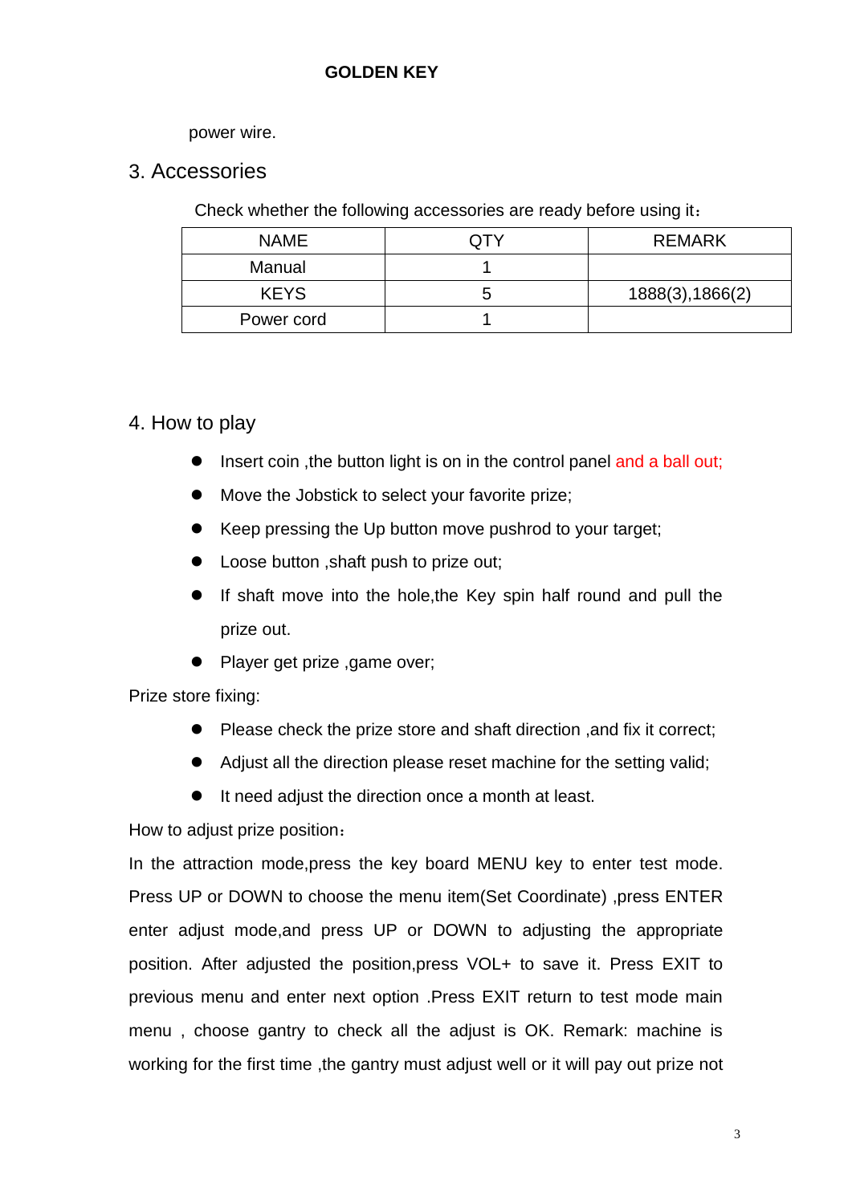power wire.

## 3. Accessories

Check whether the following accessories are ready before using it：

| NAME | QTY | REMARK |
| --- | --- | --- |
| Manual | 1 | |
| KEYS | 5 | 1888(3),1866(2) |
| Power cord | 1 | |

## 4. How to play

- Insert coin ,the button light is on in the control panel and a ball out;
- Move the Jobstick to select your favorite prize;
- Keep pressing the Up button move pushrod to your target;
- Loose button ,shaft push to prize out;
- If shaft move into the hole,the Key spin half round and pull the prize out.
- Player get prize ,game over;

Prize store fixing:

- Please check the prize store and shaft direction ,and fix it correct;
- Adjust all the direction please reset machine for the setting valid;
- It need adjust the direction once a month at least.

How to adjust prize position：

In the attraction mode,press the key board MENU key to enter test mode. Press UP or DOWN to choose the menu item(Set Coordinate) ,press ENTER enter adjust mode,and press UP or DOWN to adjusting the appropriate position. After adjusted the position,press VOL+ to save it. Press EXIT to previous menu and enter next option .Press EXIT return to test mode main menu , choose gantry to check all the adjust is OK. Remark: machine is working for the first time ,the gantry must adjust well or it will pay out prize not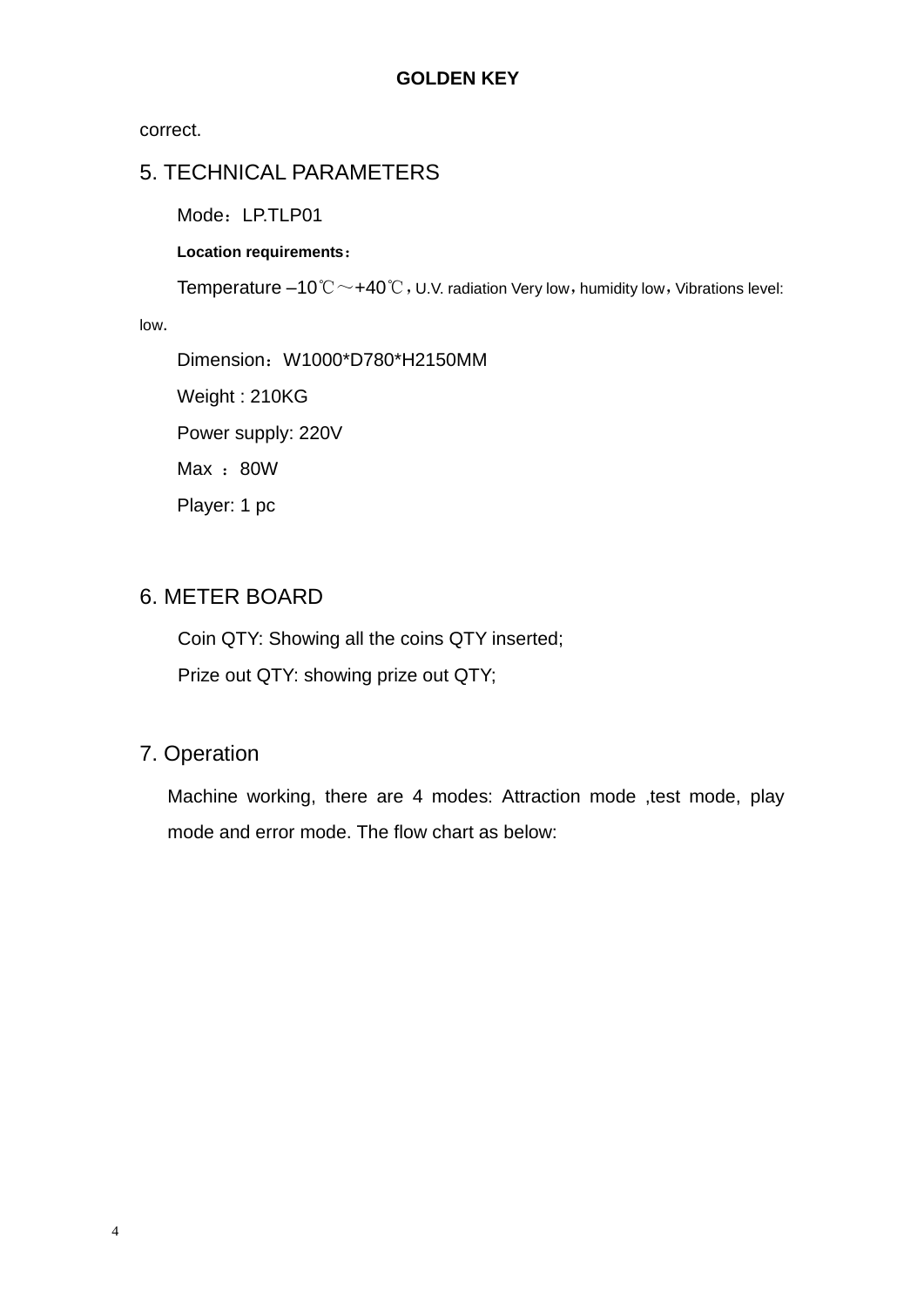correct.

## 5. TECHNICAL PARAMETERS

Mode：LP.TLP01

**Location requirements：**

Temperature –10℃～+40℃，U.V. radiation Very low，humidity low，Vibrations level: low.

Dimension：W1000*D780*H2150MM

Weight : 210KG

Power supply: 220V

Max ：80W

Player: 1 pc

## 6. METER BOARD

Coin QTY: Showing all the coins QTY inserted;

Prize out QTY: showing prize out QTY;

## 7. Operation

Machine working, there are 4 modes: Attraction mode ,test mode, play mode and error mode. The flow chart as below: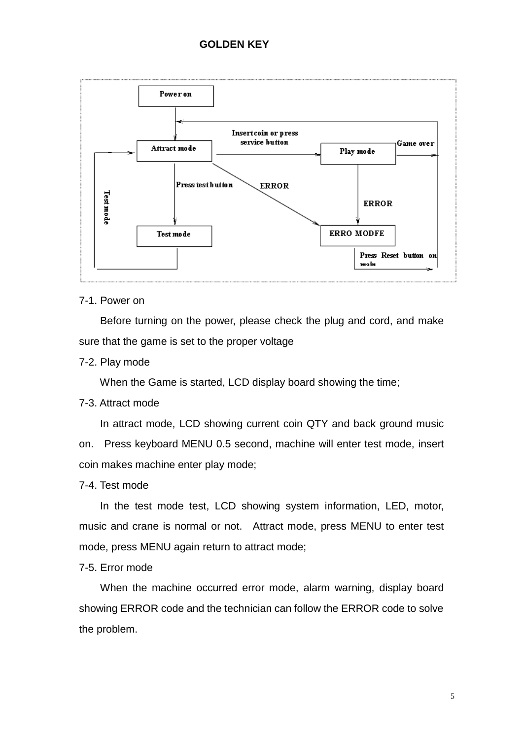7-1. Power on

Before turning on the power, please check the plug and cord, and make sure that the game is set to the proper voltage

7-2. Play mode

When the Game is started, LCD display board showing the time;

7-3. Attract mode

In attract mode, LCD showing current coin QTY and back ground music on. Press keyboard MENU 0.5 second, machine will enter test mode, insert coin makes machine enter play mode;

7-4. Test mode

In the test mode test, LCD showing system information, LED, motor, music and crane is normal or not. Attract mode, press MENU to enter test mode, press MENU again return to attract mode;

7-5. Error mode

When the machine occurred error mode, alarm warning, display board showing ERROR code and the technician can follow the ERROR code to solve the problem.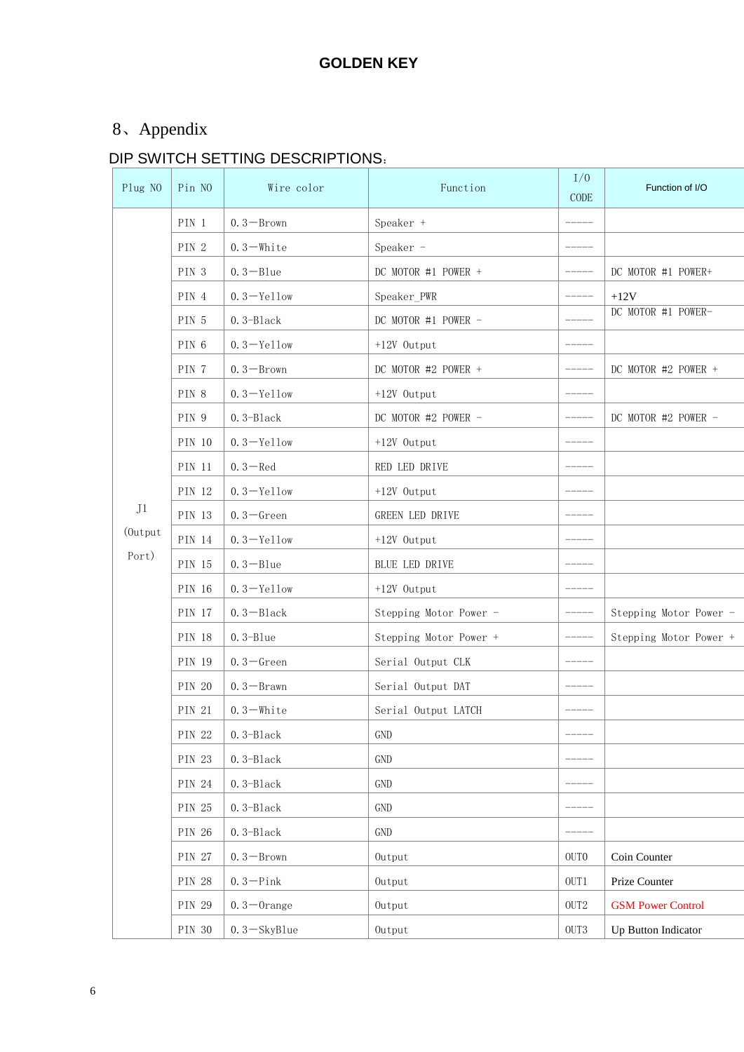GOLDEN KEY

# 8、Appendix

## DIP SWITCH SETTING DESCRIPTIONS:

| Plug NO | Pin NO | Wire color | Function | I/O CODE | Function of I/O |
|---|---|---|---|---|---|
| J1 (Output Port) | PIN 1 | 0.3—Brown | Speaker + | ----- | |
| | PIN 2 | 0.3—White | Speaker - | ----- | |
| | PIN 3 | 0.3—Blue | DC MOTOR #1 POWER + | ----- | DC MOTOR #1 POWER+ |
| | PIN 4 | 0.3—Yellow | Speaker_PWR | ----- | +12V |
| | PIN 5 | 0.3-Black | DC MOTOR #1 POWER - | ----- | DC MOTOR #1 POWER- |
| | PIN 6 | 0.3—Yellow | +12V Output | ----- | |
| | PIN 7 | 0.3—Brown | DC MOTOR #2 POWER + | ----- | DC MOTOR #2 POWER + |
| | PIN 8 | 0.3—Yellow | +12V Output | ----- | |
| | PIN 9 | 0.3-Black | DC MOTOR #2 POWER - | ----- | DC MOTOR #2 POWER - |
| | PIN 10 | 0.3—Yellow | +12V Output | ----- | |
| | PIN 11 | 0.3—Red | RED LED DRIVE | ----- | |
| | PIN 12 | 0.3—Yellow | +12V Output | ----- | |
| | PIN 13 | 0.3—Green | GREEN LED DRIVE | ----- | |
| | PIN 14 | 0.3—Yellow | +12V Output | ----- | |
| | PIN 15 | 0.3—Blue | BLUE LED DRIVE | ----- | |
| | PIN 16 | 0.3—Yellow | +12V Output | ----- | |
| | PIN 17 | 0.3—Black | Stepping Motor Power - | ----- | Stepping Motor Power - |
| | PIN 18 | 0.3-Blue | Stepping Motor Power + | ----- | Stepping Motor Power + |
| | PIN 19 | 0.3—Green | Serial Output CLK | ----- | |
| | PIN 20 | 0.3—Brawn | Serial Output DAT | ----- | |
| | PIN 21 | 0.3—White | Serial Output LATCH | ----- | |
| | PIN 22 | 0.3-Black | GND | ----- | |
| | PIN 23 | 0.3-Black | GND | ----- | |
| | PIN 24 | 0.3-Black | GND | ----- | |
| | PIN 25 | 0.3-Black | GND | ----- | |
| | PIN 26 | 0.3-Black | GND | ----- | |
| | PIN 27 | 0.3—Brown | Output | OUT0 | Coin Counter |
| | PIN 28 | 0.3—Pink | Output | OUT1 | Prize Counter |
| | PIN 29 | 0.3—Orange | Output | OUT2 | GSM Power Control |
| | PIN 30 | 0.3—SkyBlue | Output | OUT3 | Up Button Indicator |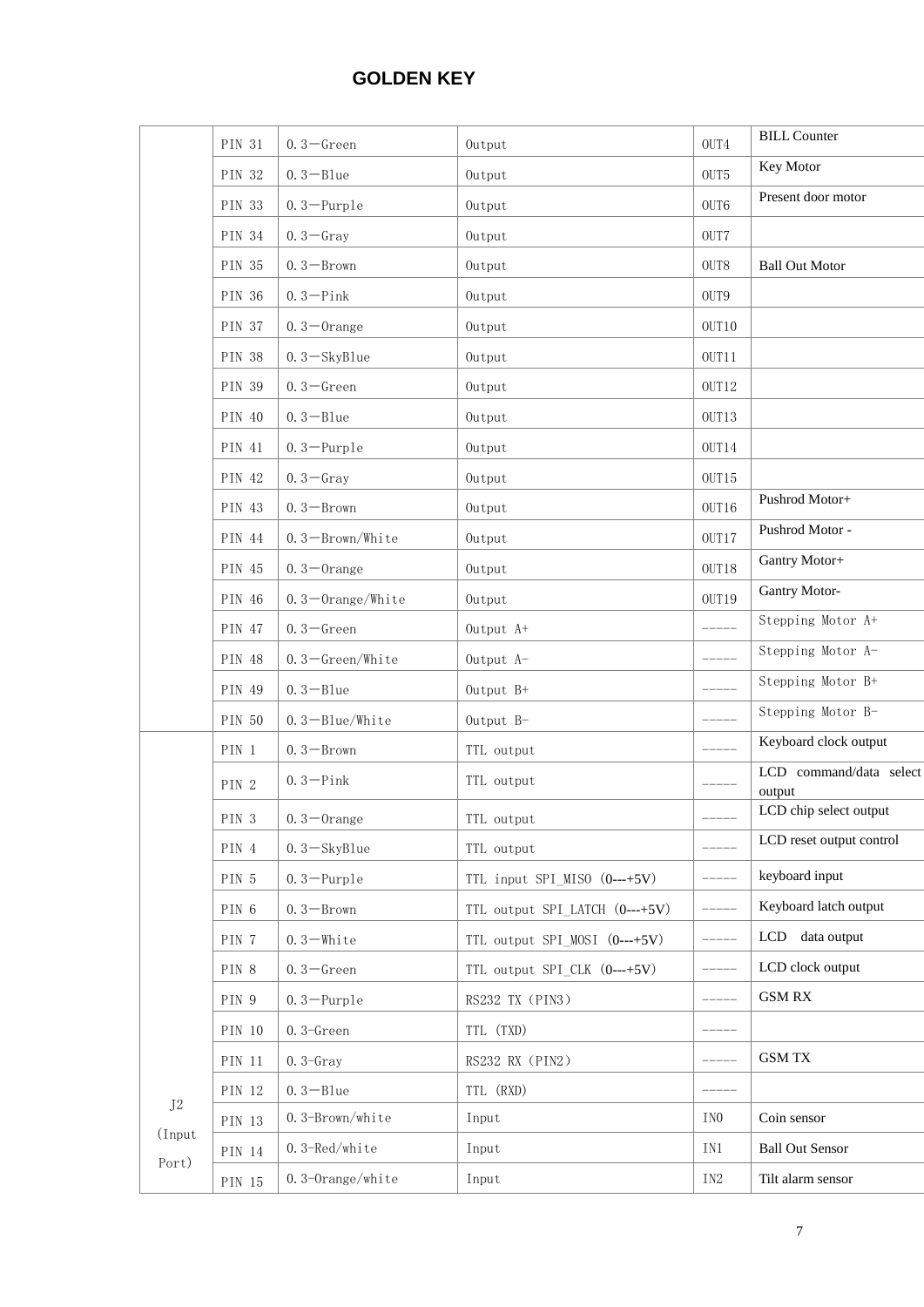**GOLDEN KEY**

| | | | | | |
|---|---|---|---|---|---|
| | PIN 31 | 0.3－Green | Output | OUT4 | BILL Counter |
| | PIN 32 | 0.3－Blue | Output | OUT5 | Key Motor |
| | PIN 33 | 0.3－Purple | Output | OUT6 | Present door motor |
| | PIN 34 | 0.3－Gray | Output | OUT7 | |
| | PIN 35 | 0.3－Brown | Output | OUT8 | Ball Out Motor |
| | PIN 36 | 0.3－Pink | Output | OUT9 | |
| | PIN 37 | 0.3－Orange | Output | OUT10 | |
| | PIN 38 | 0.3－SkyBlue | Output | OUT11 | |
| | PIN 39 | 0.3－Green | Output | OUT12 | |
| | PIN 40 | 0.3－Blue | Output | OUT13 | |
| | PIN 41 | 0.3－Purple | Output | OUT14 | |
| | PIN 42 | 0.3－Gray | Output | OUT15 | |
| | PIN 43 | 0.3－Brown | Output | OUT16 | Pushrod Motor+ |
| | PIN 44 | 0.3－Brown/White | Output | OUT17 | Pushrod Motor - |
| | PIN 45 | 0.3－Orange | Output | OUT18 | Gantry Motor+ |
| | PIN 46 | 0.3－Orange/White | Output | OUT19 | Gantry Motor- |
| | PIN 47 | 0.3－Green | Output A+ | ----- | Stepping Motor A+ |
| | PIN 48 | 0.3－Green/White | Output A- | ----- | Stepping Motor A- |
| | PIN 49 | 0.3－Blue | Output B+ | ----- | Stepping Motor B+ |
| | PIN 50 | 0.3－Blue/White | Output B- | ----- | Stepping Motor B- |
| J2 (Input Port) | PIN 1 | 0.3－Brown | TTL output | ----- | Keyboard clock output |
| | PIN 2 | 0.3－Pink | TTL output | ----- | LCD command/data select output |
| | PIN 3 | 0.3－Orange | TTL output | ----- | LCD chip select output |
| | PIN 4 | 0.3－SkyBlue | TTL output | ----- | LCD reset output control |
| | PIN 5 | 0.3－Purple | TTL input SPI_MISO (0---+5V) | ----- | keyboard input |
| | PIN 6 | 0.3－Brown | TTL output SPI_LATCH (0---+5V) | ----- | Keyboard latch output |
| | PIN 7 | 0.3－White | TTL output SPI_MOSI (0---+5V) | ----- | LCD data output |
| | PIN 8 | 0.3－Green | TTL output SPI_CLK (0---+5V) | ----- | LCD clock output |
| | PIN 9 | 0.3－Purple | RS232 TX（PIN3） | ----- | GSM RX |
| | PIN 10 | 0.3-Green | TTL (TXD) | ----- | |
| | PIN 11 | 0.3-Gray | RS232 RX（PIN2） | ----- | GSM TX |
| | PIN 12 | 0.3－Blue | TTL (RXD) | ----- | |
| | PIN 13 | 0.3-Brown/white | Input | IN0 | Coin sensor |
| | PIN 14 | 0.3-Red/white | Input | IN1 | Ball Out Sensor |
| | PIN 15 | 0.3-Orange/white | Input | IN2 | Tilt alarm sensor |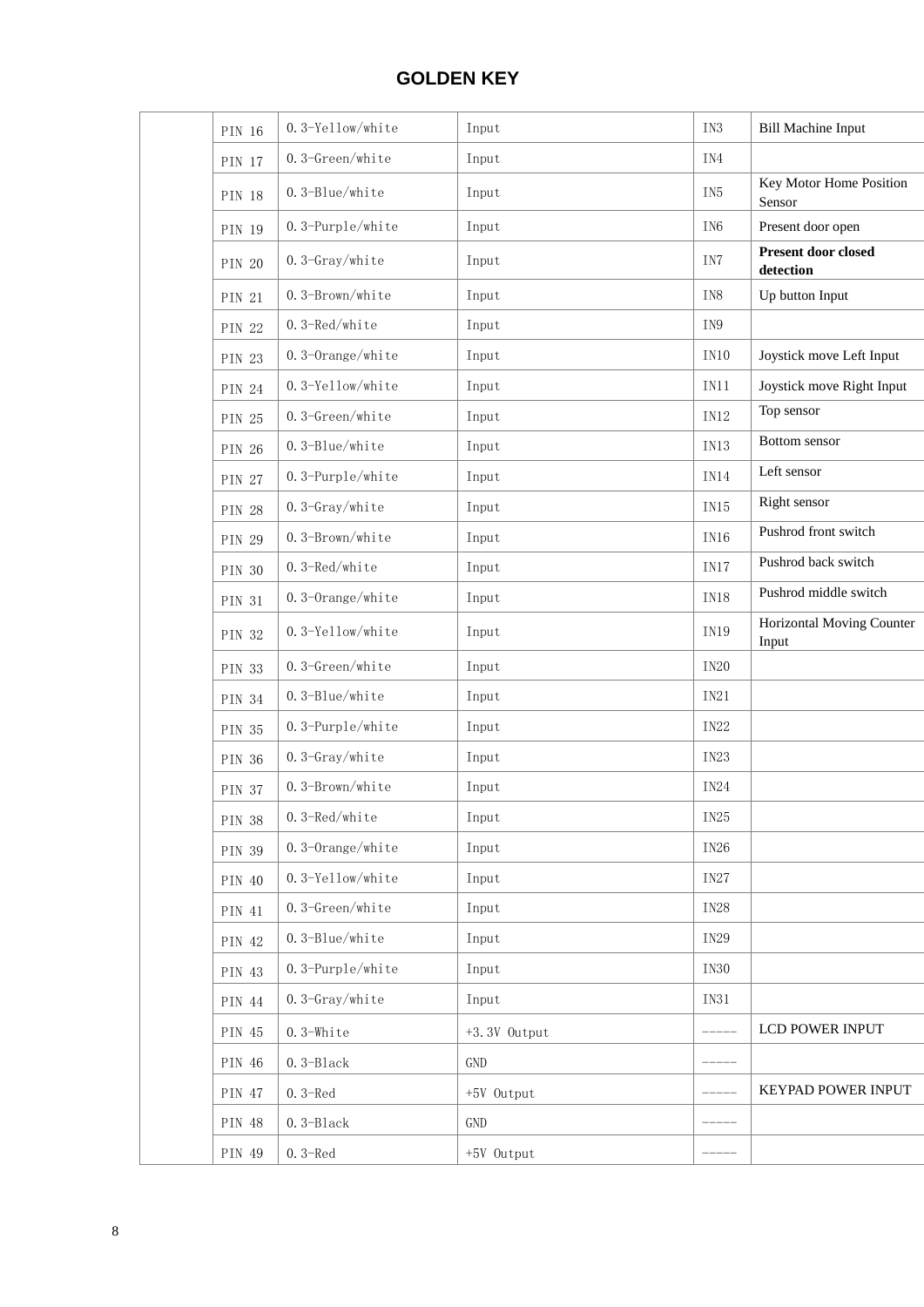| | | | | | |
|---|---|---|---|---|---|
| | PIN 16 | 0.3-Yellow/white | Input | IN3 | Bill Machine Input |
| | PIN 17 | 0.3-Green/white | Input | IN4 | |
| | PIN 18 | 0.3-Blue/white | Input | IN5 | Key Motor Home Position Sensor |
| | PIN 19 | 0.3-Purple/white | Input | IN6 | Present door open |
| | PIN 20 | 0.3-Gray/white | Input | IN7 | **Present door closed detection** |
| | PIN 21 | 0.3-Brown/white | Input | IN8 | Up button Input |
| | PIN 22 | 0.3-Red/white | Input | IN9 | |
| | PIN 23 | 0.3-Orange/white | Input | IN10 | Joystick move Left Input |
| | PIN 24 | 0.3-Yellow/white | Input | IN11 | Joystick move Right Input |
| | PIN 25 | 0.3-Green/white | Input | IN12 | Top sensor |
| | PIN 26 | 0.3-Blue/white | Input | IN13 | Bottom sensor |
| | PIN 27 | 0.3-Purple/white | Input | IN14 | Left sensor |
| | PIN 28 | 0.3-Gray/white | Input | IN15 | Right sensor |
| | PIN 29 | 0.3-Brown/white | Input | IN16 | Pushrod front switch |
| | PIN 30 | 0.3-Red/white | Input | IN17 | Pushrod back switch |
| | PIN 31 | 0.3-Orange/white | Input | IN18 | Pushrod middle switch |
| | PIN 32 | 0.3-Yellow/white | Input | IN19 | Horizontal Moving Counter Input |
| | PIN 33 | 0.3-Green/white | Input | IN20 | |
| | PIN 34 | 0.3-Blue/white | Input | IN21 | |
| | PIN 35 | 0.3-Purple/white | Input | IN22 | |
| | PIN 36 | 0.3-Gray/white | Input | IN23 | |
| | PIN 37 | 0.3-Brown/white | Input | IN24 | |
| | PIN 38 | 0.3-Red/white | Input | IN25 | |
| | PIN 39 | 0.3-Orange/white | Input | IN26 | |
| | PIN 40 | 0.3-Yellow/white | Input | IN27 | |
| | PIN 41 | 0.3-Green/white | Input | IN28 | |
| | PIN 42 | 0.3-Blue/white | Input | IN29 | |
| | PIN 43 | 0.3-Purple/white | Input | IN30 | |
| | PIN 44 | 0.3-Gray/white | Input | IN31 | |
| | PIN 45 | 0.3-White | +3.3V Output | ----- | LCD POWER INPUT |
| | PIN 46 | 0.3-Black | GND | ----- | |
| | PIN 47 | 0.3-Red | +5V Output | ----- | KEYPAD POWER INPUT |
| | PIN 48 | 0.3-Black | GND | ----- | |
| | PIN 49 | 0.3-Red | +5V Output | ----- | |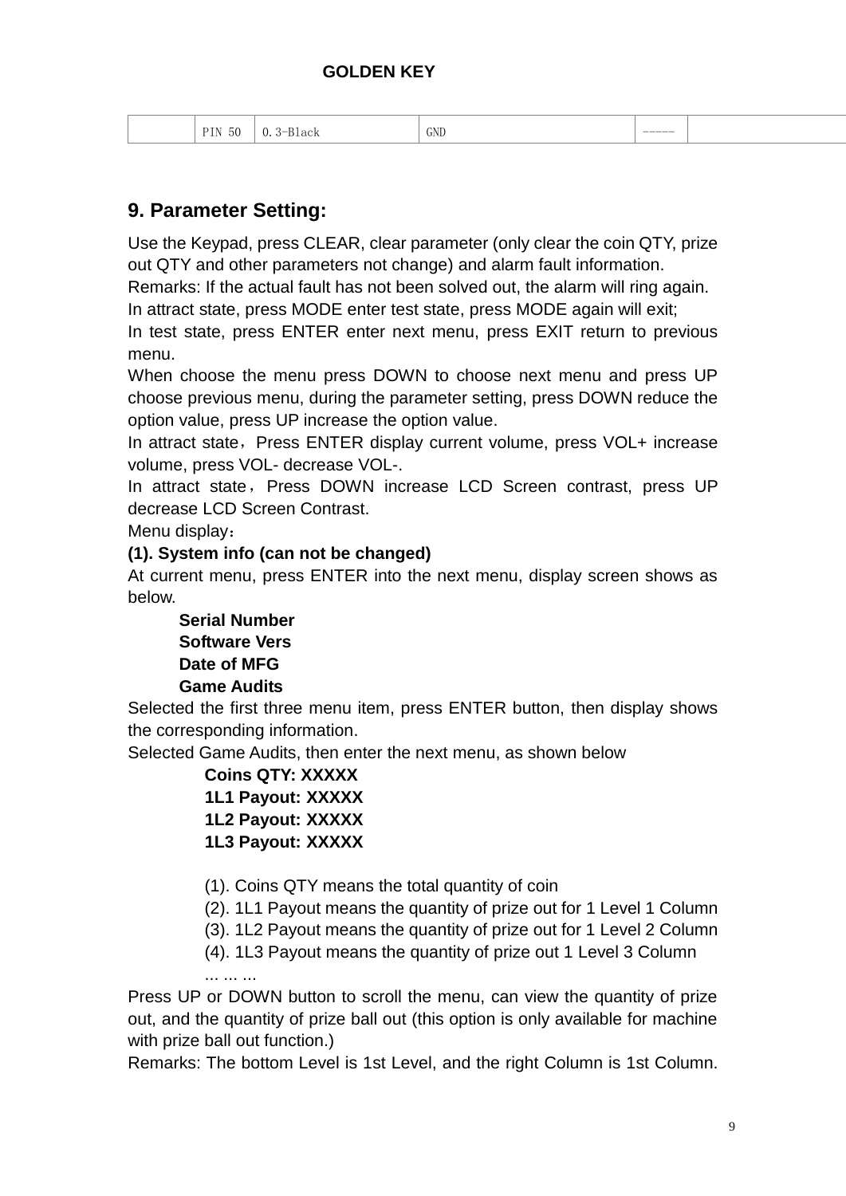| | PIN 50 | 0.3-Black | GND | ----- | |
|---|---|---|---|---|---|

## 9. Parameter Setting:

Use the Keypad, press CLEAR, clear parameter (only clear the coin QTY, prize out QTY and other parameters not change) and alarm fault information.

Remarks: If the actual fault has not been solved out, the alarm will ring again.

In attract state, press MODE enter test state, press MODE again will exit;

In test state, press ENTER enter next menu, press EXIT return to previous menu.

When choose the menu press DOWN to choose next menu and press UP choose previous menu, during the parameter setting, press DOWN reduce the option value, press UP increase the option value.

In attract state，Press ENTER display current volume, press VOL+ increase volume, press VOL- decrease VOL-.

In attract state，Press DOWN increase LCD Screen contrast, press UP decrease LCD Screen Contrast.

Menu display：

**(1). System info (can not be changed)**

At current menu, press ENTER into the next menu, display screen shows as below.

**Serial Number**
**Software Vers**
**Date of MFG**
**Game Audits**

Selected the first three menu item, press ENTER button, then display shows the corresponding information.

Selected Game Audits, then enter the next menu, as shown below

**Coins QTY: XXXXX**
**1L1 Payout: XXXXX**
**1L2 Payout: XXXXX**
**1L3 Payout: XXXXX**

(1). Coins QTY means the total quantity of coin
(2). 1L1 Payout means the quantity of prize out for 1 Level 1 Column
(3). 1L2 Payout means the quantity of prize out for 1 Level 2 Column
(4). 1L3 Payout means the quantity of prize out 1 Level 3 Column
... ... ...

Press UP or DOWN button to scroll the menu, can view the quantity of prize out, and the quantity of prize ball out (this option is only available for machine with prize ball out function.)

Remarks: The bottom Level is 1st Level, and the right Column is 1st Column.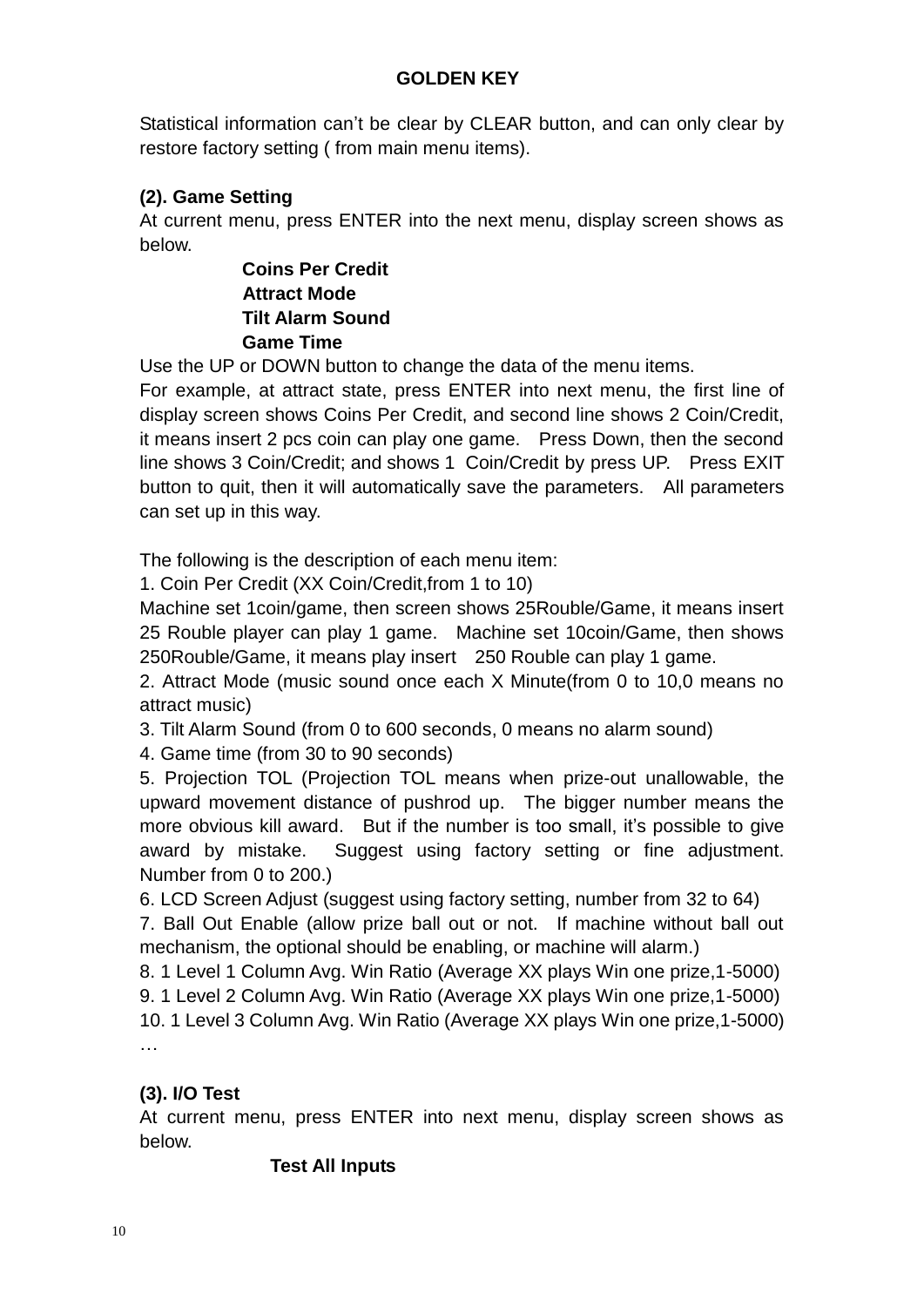Statistical information can't be clear by CLEAR button, and can only clear by restore factory setting ( from main menu items).

**(2). Game Setting**

At current menu, press ENTER into the next menu, display screen shows as below.

**Coins Per Credit**
**Attract Mode**
**Tilt Alarm Sound**
**Game Time**

Use the UP or DOWN button to change the data of the menu items.

For example, at attract state, press ENTER into next menu, the first line of display screen shows Coins Per Credit, and second line shows 2 Coin/Credit, it means insert 2 pcs coin can play one game. Press Down, then the second line shows 3 Coin/Credit; and shows 1 Coin/Credit by press UP. Press EXIT button to quit, then it will automatically save the parameters. All parameters can set up in this way.

The following is the description of each menu item:

1. Coin Per Credit (XX Coin/Credit,from 1 to 10)
Machine set 1coin/game, then screen shows 25Rouble/Game, it means insert 25 Rouble player can play 1 game. Machine set 10coin/Game, then shows 250Rouble/Game, it means play insert 250 Rouble can play 1 game.
2. Attract Mode (music sound once each X Minute(from 0 to 10,0 means no attract music)
3. Tilt Alarm Sound (from 0 to 600 seconds, 0 means no alarm sound)
4. Game time (from 30 to 90 seconds)
5. Projection TOL (Projection TOL means when prize-out unallowable, the upward movement distance of pushrod up. The bigger number means the more obvious kill award. But if the number is too small, it's possible to give award by mistake. Suggest using factory setting or fine adjustment. Number from 0 to 200.)
6. LCD Screen Adjust (suggest using factory setting, number from 32 to 64)
7. Ball Out Enable (allow prize ball out or not. If machine without ball out mechanism, the optional should be enabling, or machine will alarm.)
8. 1 Level 1 Column Avg. Win Ratio (Average XX plays Win one prize,1-5000)
9. 1 Level 2 Column Avg. Win Ratio (Average XX plays Win one prize,1-5000)
10. 1 Level 3 Column Avg. Win Ratio (Average XX plays Win one prize,1-5000)

…

**(3). I/O Test**

At current menu, press ENTER into next menu, display screen shows as below.

**Test All Inputs**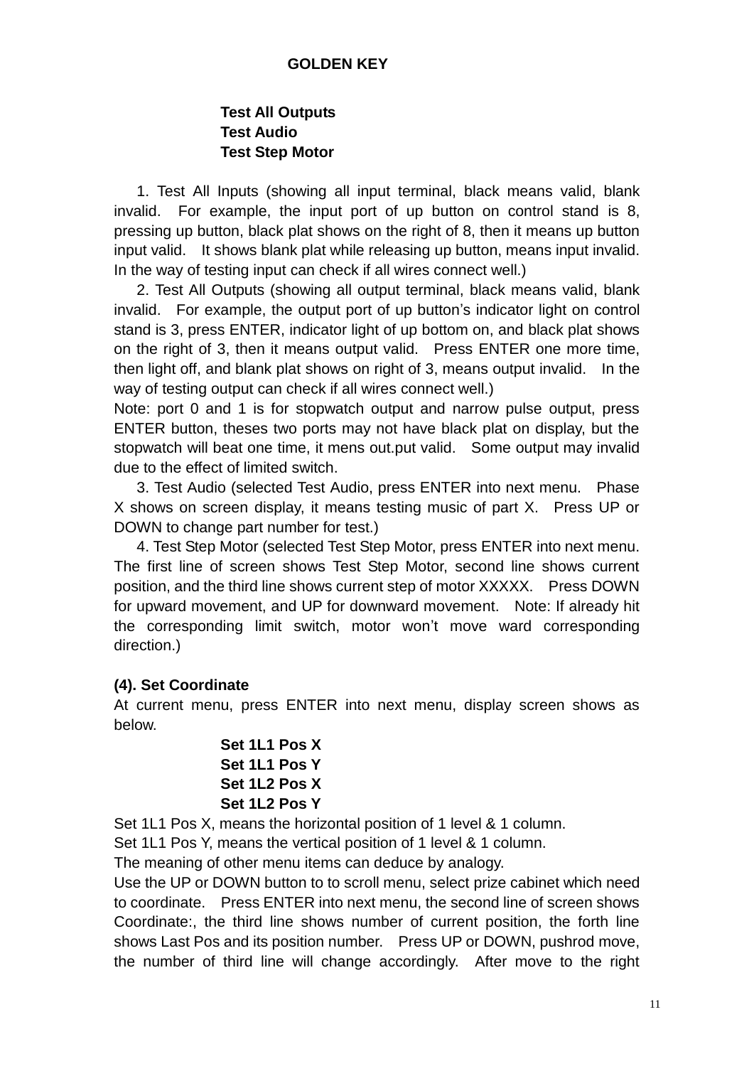**GOLDEN KEY**

**Test All Outputs**
**Test Audio**
**Test Step Motor**

1. Test All Inputs (showing all input terminal, black means valid, blank invalid. For example, the input port of up button on control stand is 8, pressing up button, black plat shows on the right of 8, then it means up button input valid. It shows blank plat while releasing up button, means input invalid. In the way of testing input can check if all wires connect well.)

2. Test All Outputs (showing all output terminal, black means valid, blank invalid. For example, the output port of up button's indicator light on control stand is 3, press ENTER, indicator light of up bottom on, and black plat shows on the right of 3, then it means output valid. Press ENTER one more time, then light off, and blank plat shows on right of 3, means output invalid. In the way of testing output can check if all wires connect well.)

Note: port 0 and 1 is for stopwatch output and narrow pulse output, press ENTER button, theses two ports may not have black plat on display, but the stopwatch will beat one time, it mens out.put valid. Some output may invalid due to the effect of limited switch.

3. Test Audio (selected Test Audio, press ENTER into next menu. Phase X shows on screen display, it means testing music of part X. Press UP or DOWN to change part number for test.)

4. Test Step Motor (selected Test Step Motor, press ENTER into next menu. The first line of screen shows Test Step Motor, second line shows current position, and the third line shows current step of motor XXXXX. Press DOWN for upward movement, and UP for downward movement. Note: If already hit the corresponding limit switch, motor won't move ward corresponding direction.)

**(4). Set Coordinate**

At current menu, press ENTER into next menu, display screen shows as below.

**Set 1L1 Pos X**
**Set 1L1 Pos Y**
**Set 1L2 Pos X**
**Set 1L2 Pos Y**

Set 1L1 Pos X, means the horizontal position of 1 level & 1 column.

Set 1L1 Pos Y, means the vertical position of 1 level & 1 column.

The meaning of other menu items can deduce by analogy.

Use the UP or DOWN button to to scroll menu, select prize cabinet which need to coordinate. Press ENTER into next menu, the second line of screen shows Coordinate:, the third line shows number of current position, the forth line shows Last Pos and its position number. Press UP or DOWN, pushrod move, the number of third line will change accordingly. After move to the right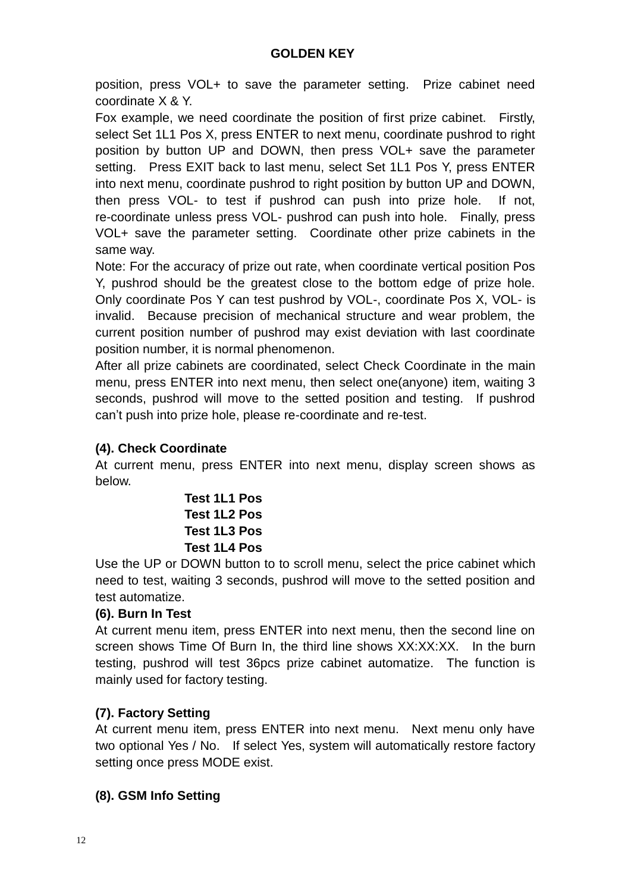position, press VOL+ to save the parameter setting. Prize cabinet need coordinate X & Y.

Fox example, we need coordinate the position of first prize cabinet. Firstly, select Set 1L1 Pos X, press ENTER to next menu, coordinate pushrod to right position by button UP and DOWN, then press VOL+ save the parameter setting. Press EXIT back to last menu, select Set 1L1 Pos Y, press ENTER into next menu, coordinate pushrod to right position by button UP and DOWN, then press VOL- to test if pushrod can push into prize hole. If not, re-coordinate unless press VOL- pushrod can push into hole. Finally, press VOL+ save the parameter setting. Coordinate other prize cabinets in the same way.

Note: For the accuracy of prize out rate, when coordinate vertical position Pos Y, pushrod should be the greatest close to the bottom edge of prize hole. Only coordinate Pos Y can test pushrod by VOL-, coordinate Pos X, VOL- is invalid. Because precision of mechanical structure and wear problem, the current position number of pushrod may exist deviation with last coordinate position number, it is normal phenomenon.

After all prize cabinets are coordinated, select Check Coordinate in the main menu, press ENTER into next menu, then select one(anyone) item, waiting 3 seconds, pushrod will move to the setted position and testing. If pushrod can't push into prize hole, please re-coordinate and re-test.

**(4). Check Coordinate**

At current menu, press ENTER into next menu, display screen shows as below.

**Test 1L1 Pos**
**Test 1L2 Pos**
**Test 1L3 Pos**
**Test 1L4 Pos**

Use the UP or DOWN button to to scroll menu, select the price cabinet which need to test, waiting 3 seconds, pushrod will move to the setted position and test automatize.

**(6). Burn In Test**

At current menu item, press ENTER into next menu, then the second line on screen shows Time Of Burn In, the third line shows XX:XX:XX. In the burn testing, pushrod will test 36pcs prize cabinet automatize. The function is mainly used for factory testing.

**(7). Factory Setting**

At current menu item, press ENTER into next menu. Next menu only have two optional Yes / No. If select Yes, system will automatically restore factory setting once press MODE exist.

**(8). GSM Info Setting**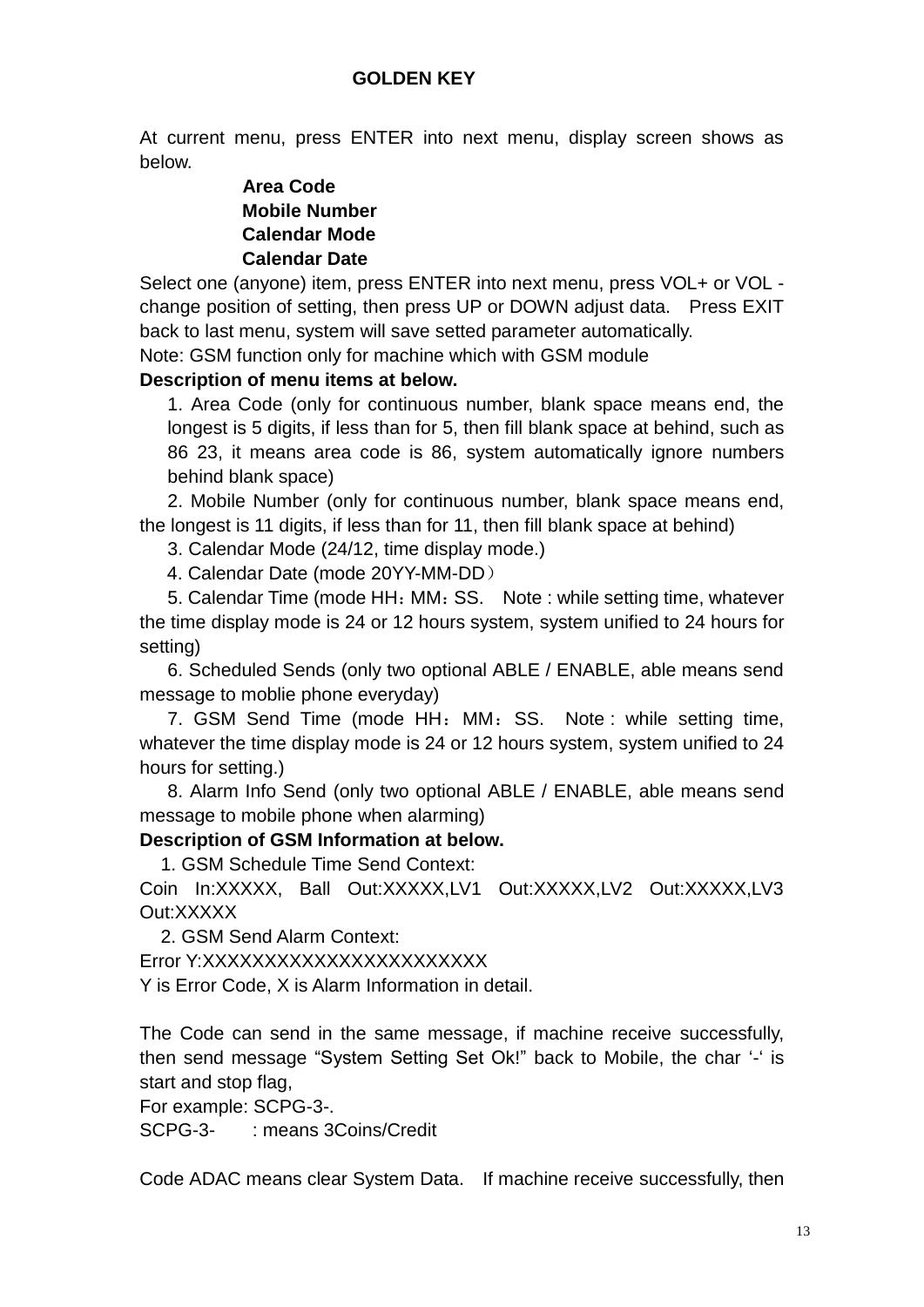**GOLDEN KEY**

At current menu, press ENTER into next menu, display screen shows as below.

**Area Code**
**Mobile Number**
**Calendar Mode**
**Calendar Date**

Select one (anyone) item, press ENTER into next menu, press VOL+ or VOL - change position of setting, then press UP or DOWN adjust data. Press EXIT back to last menu, system will save setted parameter automatically.

Note: GSM function only for machine which with GSM module

**Description of menu items at below.**

1. Area Code (only for continuous number, blank space means end, the longest is 5 digits, if less than for 5, then fill blank space at behind, such as 86 23, it means area code is 86, system automatically ignore numbers behind blank space)
2. Mobile Number (only for continuous number, blank space means end, the longest is 11 digits, if less than for 11, then fill blank space at behind)
3. Calendar Mode (24/12, time display mode.)
4. Calendar Date (mode 20YY-MM-DD）
5. Calendar Time (mode HH：MM：SS. Note : while setting time, whatever the time display mode is 24 or 12 hours system, system unified to 24 hours for setting)
6. Scheduled Sends (only two optional ABLE / ENABLE, able means send message to moblie phone everyday)
7. GSM Send Time (mode HH：MM：SS. Note : while setting time, whatever the time display mode is 24 or 12 hours system, system unified to 24 hours for setting.)
8. Alarm Info Send (only two optional ABLE / ENABLE, able means send message to mobile phone when alarming)

**Description of GSM Information at below.**

1. GSM Schedule Time Send Context:

Coin In:XXXXX, Ball Out:XXXXX,LV1 Out:XXXXX,LV2 Out:XXXXX,LV3 Out:XXXXX

2. GSM Send Alarm Context:

Error Y:XXXXXXXXXXXXXXXXXXXXXXX

Y is Error Code, X is Alarm Information in detail.

The Code can send in the same message, if machine receive successfully, then send message “System Setting Set Ok!” back to Mobile, the char ‘-‘ is start and stop flag,

For example: SCPG-3-.

SCPG-3- : means 3Coins/Credit

Code ADAC means clear System Data. If machine receive successfully, then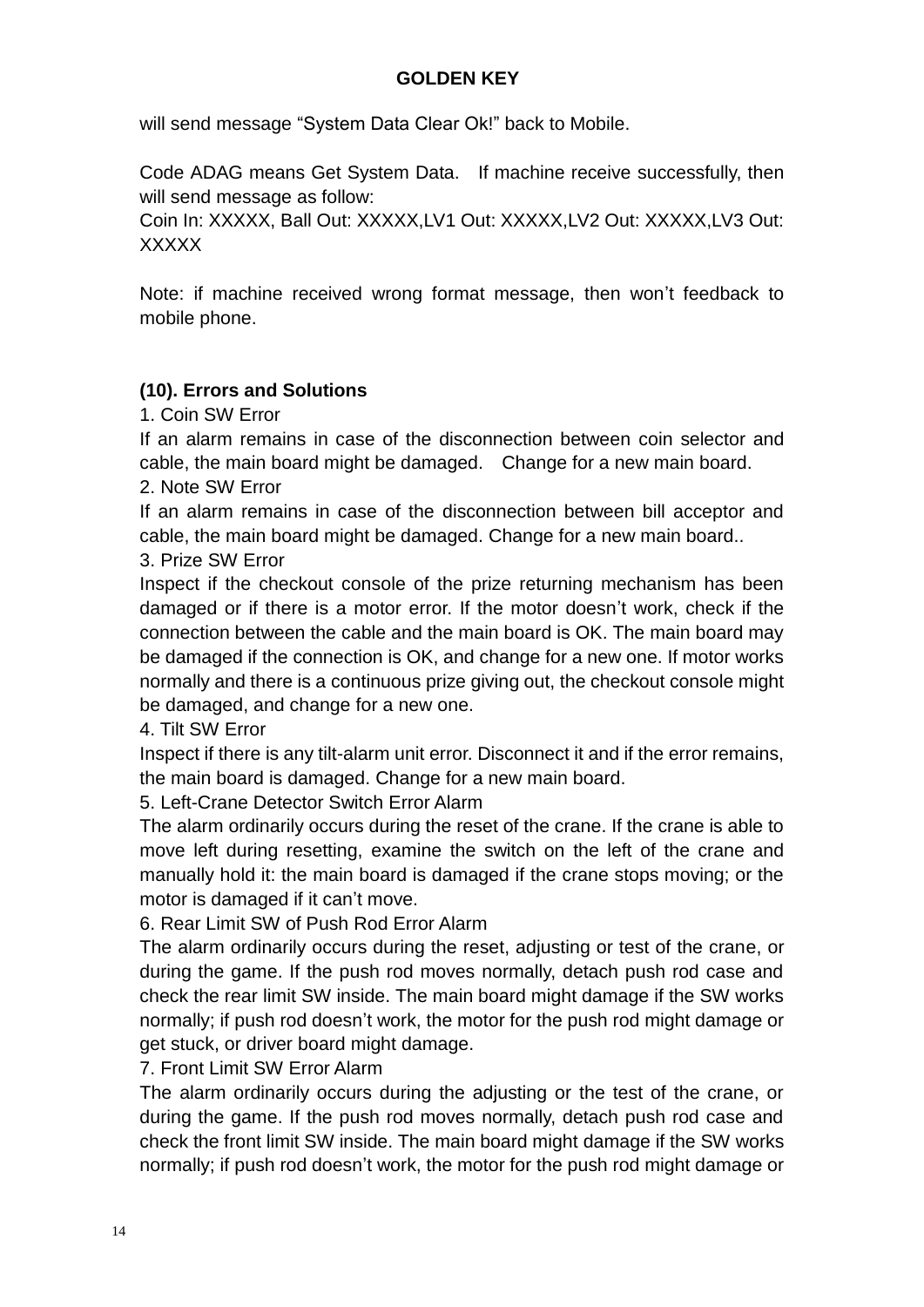will send message “System Data Clear Ok!” back to Mobile.

Code ADAG means Get System Data. If machine receive successfully, then will send message as follow:
Coin In: XXXXX, Ball Out: XXXXX,LV1 Out: XXXXX,LV2 Out: XXXXX,LV3 Out: XXXXX

Note: if machine received wrong format message, then won’t feedback to mobile phone.

### (10). Errors and Solutions

1. Coin SW Error
If an alarm remains in case of the disconnection between coin selector and cable, the main board might be damaged. Change for a new main board.
2. Note SW Error
If an alarm remains in case of the disconnection between bill acceptor and cable, the main board might be damaged. Change for a new main board..
3. Prize SW Error
Inspect if the checkout console of the prize returning mechanism has been damaged or if there is a motor error. If the motor doesn’t work, check if the connection between the cable and the main board is OK. The main board may be damaged if the connection is OK, and change for a new one. If motor works normally and there is a continuous prize giving out, the checkout console might be damaged, and change for a new one.
4. Tilt SW Error
Inspect if there is any tilt-alarm unit error. Disconnect it and if the error remains, the main board is damaged. Change for a new main board.
5. Left-Crane Detector Switch Error Alarm
The alarm ordinarily occurs during the reset of the crane. If the crane is able to move left during resetting, examine the switch on the left of the crane and manually hold it: the main board is damaged if the crane stops moving; or the motor is damaged if it can’t move.
6. Rear Limit SW of Push Rod Error Alarm
The alarm ordinarily occurs during the reset, adjusting or test of the crane, or during the game. If the push rod moves normally, detach push rod case and check the rear limit SW inside. The main board might damage if the SW works normally; if push rod doesn’t work, the motor for the push rod might damage or get stuck, or driver board might damage.
7. Front Limit SW Error Alarm
The alarm ordinarily occurs during the adjusting or the test of the crane, or during the game. If the push rod moves normally, detach push rod case and check the front limit SW inside. The main board might damage if the SW works normally; if push rod doesn’t work, the motor for the push rod might damage or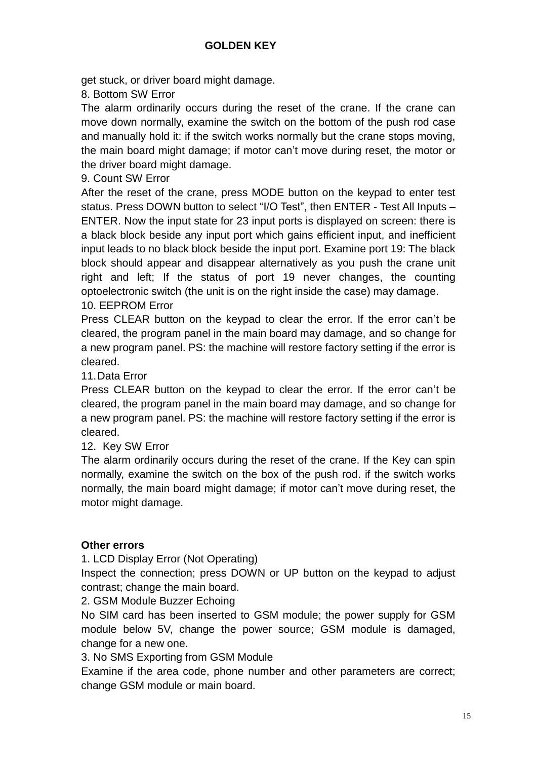get stuck, or driver board might damage.

8. Bottom SW Error

The alarm ordinarily occurs during the reset of the crane. If the crane can move down normally, examine the switch on the bottom of the push rod case and manually hold it: if the switch works normally but the crane stops moving, the main board might damage; if motor can't move during reset, the motor or the driver board might damage.

9. Count SW Error

After the reset of the crane, press MODE button on the keypad to enter test status. Press DOWN button to select "I/O Test", then ENTER - Test All Inputs – ENTER. Now the input state for 23 input ports is displayed on screen: there is a black block beside any input port which gains efficient input, and inefficient input leads to no black block beside the input port. Examine port 19: The black block should appear and disappear alternatively as you push the crane unit right and left; If the status of port 19 never changes, the counting optoelectronic switch (the unit is on the right inside the case) may damage.

10. EEPROM Error

Press CLEAR button on the keypad to clear the error. If the error can't be cleared, the program panel in the main board may damage, and so change for a new program panel. PS: the machine will restore factory setting if the error is cleared.

11. Data Error

Press CLEAR button on the keypad to clear the error. If the error can't be cleared, the program panel in the main board may damage, and so change for a new program panel. PS: the machine will restore factory setting if the error is cleared.

12. Key SW Error

The alarm ordinarily occurs during the reset of the crane. If the Key can spin normally, examine the switch on the box of the push rod. if the switch works normally, the main board might damage; if motor can't move during reset, the motor might damage.

**Other errors**

1. LCD Display Error (Not Operating)

Inspect the connection; press DOWN or UP button on the keypad to adjust contrast; change the main board.

2. GSM Module Buzzer Echoing

No SIM card has been inserted to GSM module; the power supply for GSM module below 5V, change the power source; GSM module is damaged, change for a new one.

3. No SMS Exporting from GSM Module

Examine if the area code, phone number and other parameters are correct; change GSM module or main board.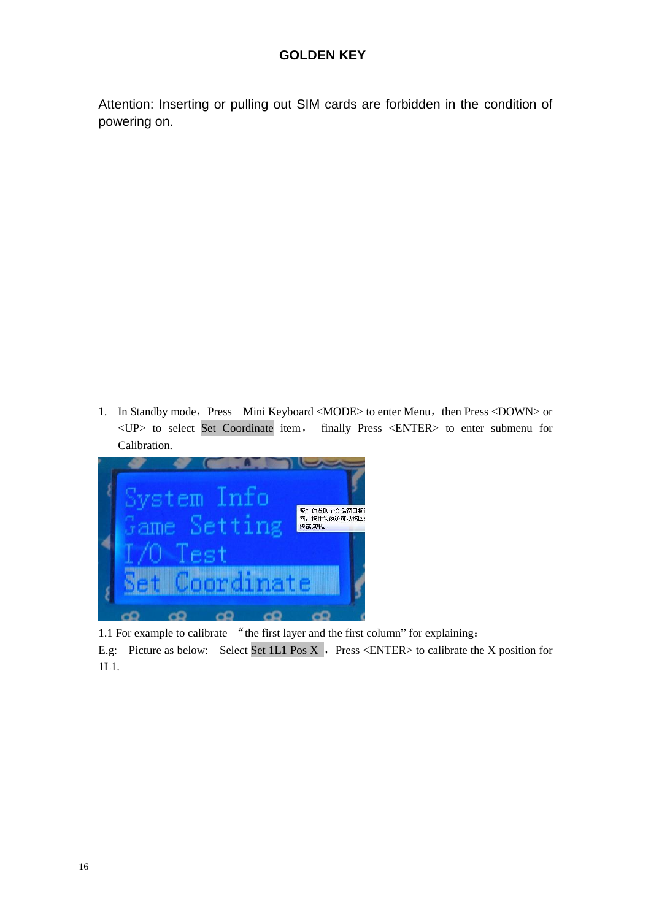# GOLDEN KEY

Attention: Inserting or pulling out SIM cards are forbidden in the condition of powering on.

1. In Standby mode，Press Mini Keyboard <MODE> to enter Menu，then Press <DOWN> or <UP> to select Set Coordinate item， finally Press <ENTER> to enter submenu for Calibration.

1.1 For example to calibrate "the first layer and the first column" for explaining：

E.g: Picture as below: Select Set 1L1 Pos X ， Press <ENTER> to calibrate the X position for 1L1.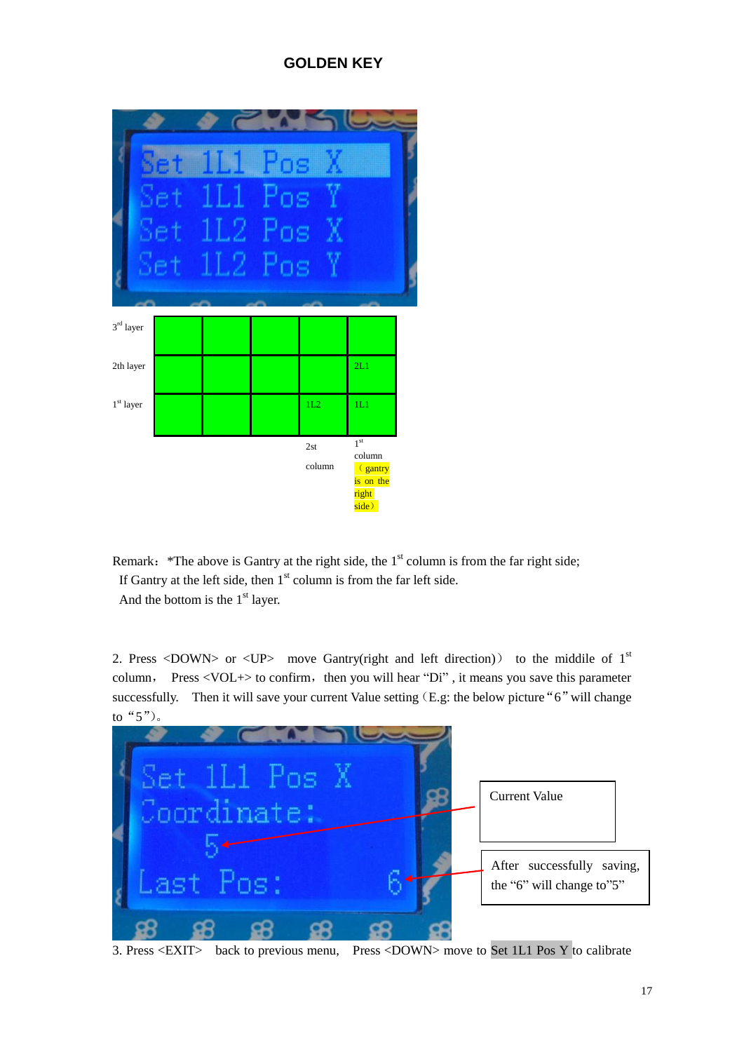# GOLDEN KEY

Set 1L1 Pos X
Set 1L1 Pos Y
Set 1L2 Pos X
Set 1L2 Pos Y

| | | | | | |
|---|---|---|---|---|---|
| 3rd layer | | | | | |
| 2th layer | | | | | 2L1 |
| 1st layer | | | | 1L2 | 1L1 |
| | | | | 2st column | 1st column （gantry is on the right side） |

Remark：*The above is Gantry at the right side, the 1st column is from the far right side;
If Gantry at the left side, then 1st column is from the far left side.
And the bottom is the 1st layer.

2. Press <DOWN> or <UP> move Gantry(right and left direction)） to the middile of 1st column， Press <VOL+> to confirm，then you will hear "Di" , it means you save this parameter successfully. Then it will save your current Value setting（E.g: the below picture "6" will change to "5"）。

Set 1L1 Pos X
Coordinate:
5
Last Pos: 6

Current Value

After successfully saving, the "6" will change to"5"

3. Press <EXIT> back to previous menu, Press <DOWN> move to Set 1L1 Pos Y to calibrate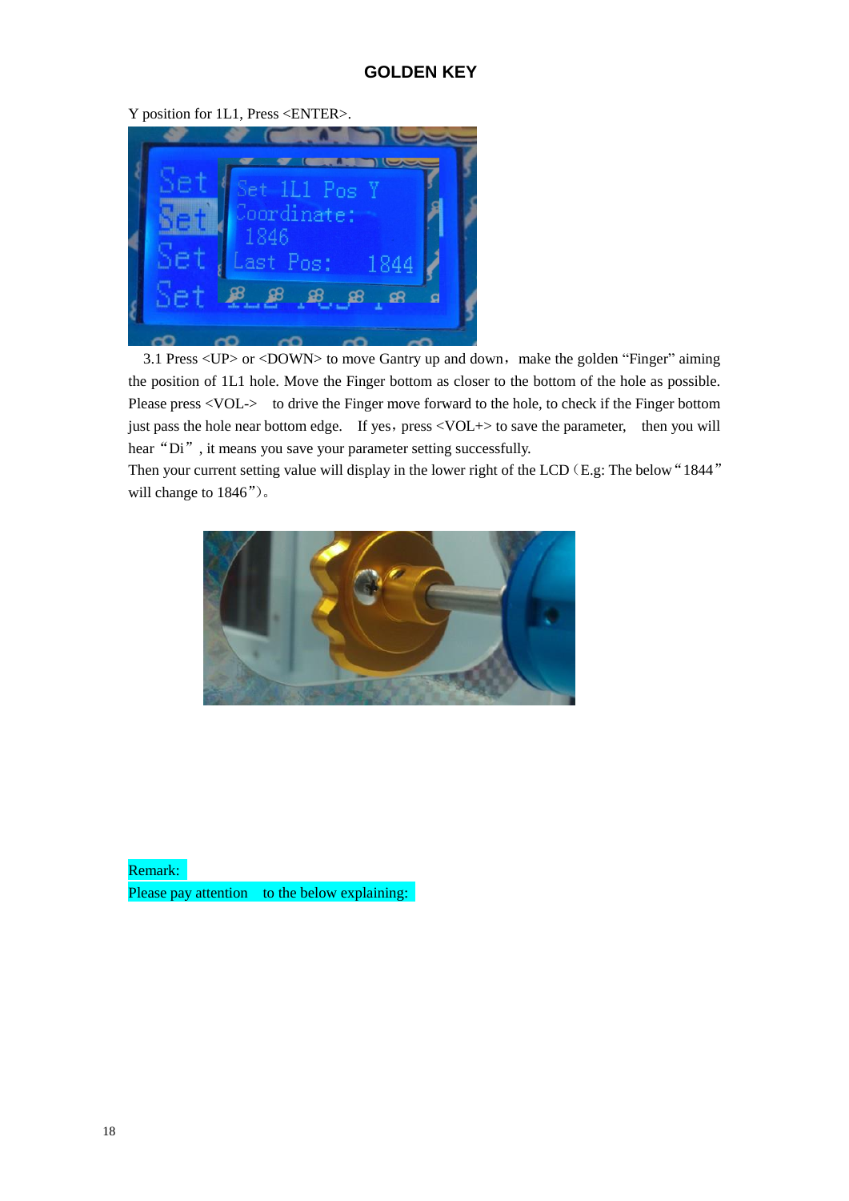Y position for 1L1, Press <ENTER>.

3.1 Press <UP> or <DOWN> to move Gantry up and down，make the golden “Finger” aiming the position of 1L1 hole. Move the Finger bottom as closer to the bottom of the hole as possible. Please press <VOL-> to drive the Finger move forward to the hole, to check if the Finger bottom just pass the hole near bottom edge. If yes，press <VOL+> to save the parameter, then you will hear “Di”, it means you save your parameter setting successfully.

Then your current setting value will display in the lower right of the LCD（E.g: The below“1844” will change to 1846”)。

Remark:

Please pay attention to the below explaining: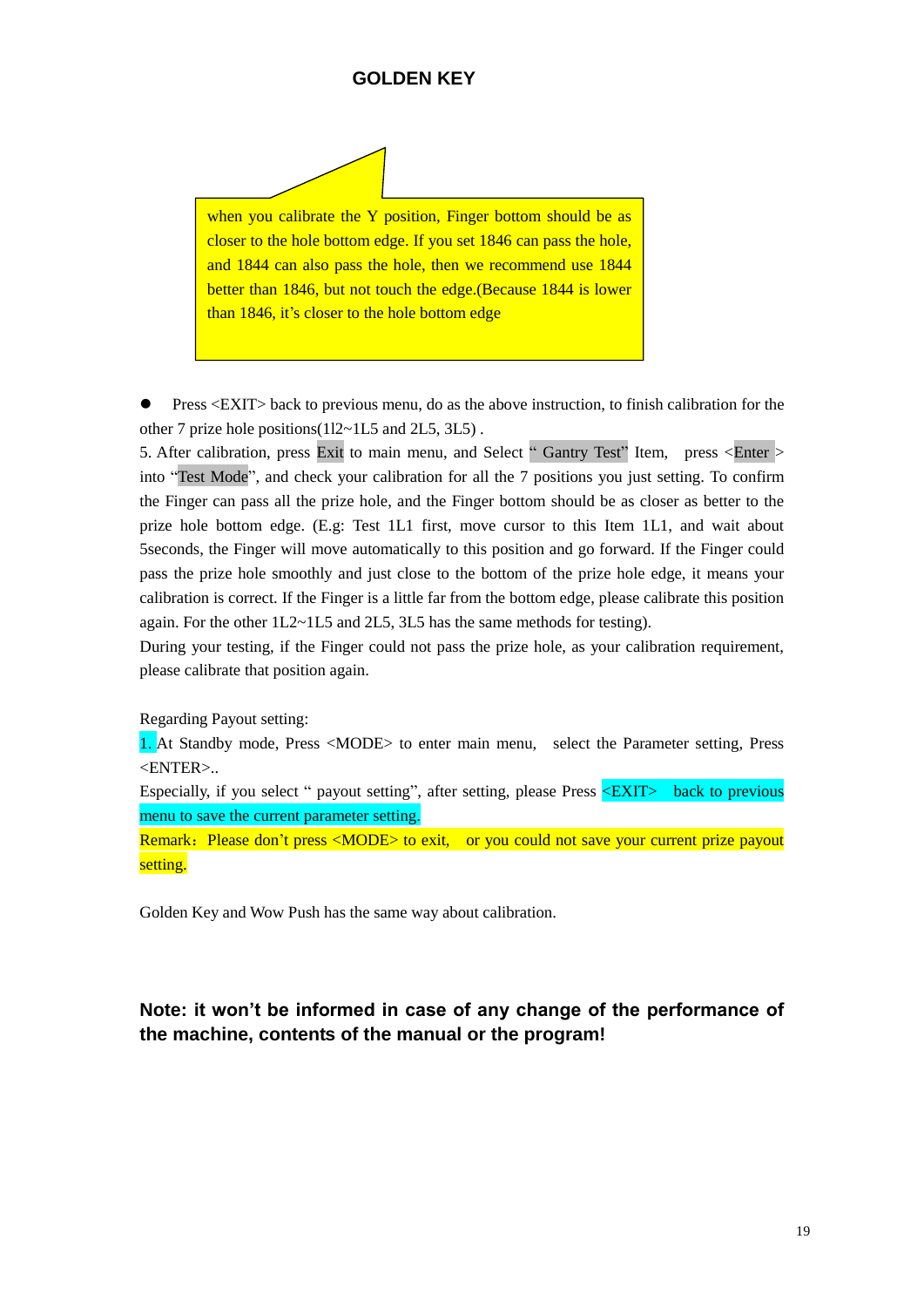# GOLDEN KEY

> when you calibrate the Y position, Finger bottom should be as closer to the hole bottom edge. If you set 1846 can pass the hole, and 1844 can also pass the hole, then we recommend use 1844 better than 1846, but not touch the edge.(Because 1844 is lower than 1846, it's closer to the hole bottom edge

- Press <EXIT> back to previous menu, do as the above instruction, to finish calibration for the other 7 prize hole positions(1l2~1L5 and 2L5, 3L5) .

5. After calibration, press Exit to main menu, and Select " Gantry Test" Item, press <Enter > into "Test Mode", and check your calibration for all the 7 positions you just setting. To confirm the Finger can pass all the prize hole, and the Finger bottom should be as closer as better to the prize hole bottom edge. (E.g: Test 1L1 first, move cursor to this Item 1L1, and wait about 5seconds, the Finger will move automatically to this position and go forward. If the Finger could pass the prize hole smoothly and just close to the bottom of the prize hole edge, it means your calibration is correct. If the Finger is a little far from the bottom edge, please calibrate this position again. For the other 1L2~1L5 and 2L5, 3L5 has the same methods for testing).

During your testing, if the Finger could not pass the prize hole, as your calibration requirement, please calibrate that position again.

Regarding Payout setting:

1. At Standby mode, Press <MODE> to enter main menu, select the Parameter setting, Press <ENTER>..

Especially, if you select " payout setting", after setting, please Press <EXIT> back to previous menu to save the current parameter setting.

Remark：Please don't press <MODE> to exit, or you could not save your current prize payout setting.

Golden Key and Wow Push has the same way about calibration.

**Note: it won't be informed in case of any change of the performance of the machine, contents of the manual or the program!**